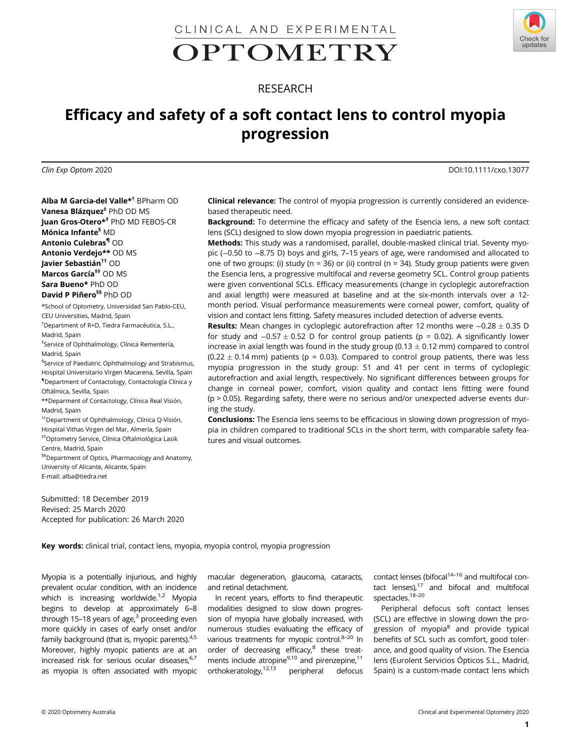CLINICAL AND EXPERIMENTAL OPTOMETRY

RESEARCH

# Efficacy and safety of a soft contact lens to control myopia progression

*Clin Exp Optom* 2020 DOI:10.1111/cxo.13077

**Alba M Garcia-del Valle**[*†] BPharm OD
**Vanesa Blázquez**[‡] PhD OD MS
**Juan Gros-Otero**[*‡] PhD MD FEBOS-CR
**Mónica Infante**[§] MD
**Antonio Culebras**[¶] OD
**Antonio Verdejo**[**] OD MS
**Javier Sebastián**[††] OD
**Marcos García**[‡‡] OD MS
**Sara Bueno**[*] PhD OD
**David P Piñero**[§§] PhD OD

*School of Optometry, Universidad San Pablo-CEU, CEU Universities, Madrid, Spain
†Department of R+D, Tiedra Farmacéutica, S.L., Madrid, Spain
‡Service of Ophthalmology, Clínica Rementería, Madrid, Spain
§Service of Paediatric Ophthalmology and Strabismus, Hospital Universitario Virgen Macarena, Sevilla, Spain
¶Department of Contactology, Contactología Clínica y Oftálmica, Sevilla, Spain
**Deparment of Contactology, Clínica Real Visión, Madrid, Spain
††Department of Ophthalmology, Clínica Q-Visión, Hospital Vithas Virgen del Mar, Almería, Spain
‡‡Optometry Service, Clínica Oftalmológica Lasik Centre, Madrid, Spain
§§Department of Optics, Pharmacology and Anatomy, University of Alicante, Alicante, Spain
E-mail: alba@tiedra.net

Submitted: 18 December 2019
Revised: 25 March 2020
Accepted for publication: 26 March 2020

**Clinical relevance:** The control of myopia progression is currently considered an evidence-based therapeutic need.

**Background:** To determine the efficacy and safety of the Esencia lens, a new soft contact lens (SCL) designed to slow down myopia progression in paediatric patients.

**Methods:** This study was a randomised, parallel, double-masked clinical trial. Seventy myopic (−0.50 to −8.75 D) boys and girls, 7–15 years of age, were randomised and allocated to one of two groups: (i) study (n = 36) or (ii) control (n = 34). Study group patients were given the Esencia lens, a progressive multifocal and reverse geometry SCL. Control group patients were given conventional SCLs. Efficacy measurements (change in cycloplegic autorefraction and axial length) were measured at baseline and at the six-month intervals over a 12-month period. Visual performance measurements were corneal power, comfort, quality of vision and contact lens fitting. Safety measures included detection of adverse events.

**Results:** Mean changes in cycloplegic autorefraction after 12 months were $-0.28 \pm 0.35$ D for study and $-0.57 \pm 0.52$ D for control group patients ($p = 0.02$). A significantly lower increase in axial length was found in the study group ($0.13 \pm 0.12$ mm) compared to control ($0.22 \pm 0.14$ mm) patients ($p = 0.03$). Compared to control group patients, there was less myopia progression in the study group: 51 and 41 per cent in terms of cycloplegic autorefraction and axial length, respectively. No significant differences between groups for change in corneal power, comfort, vision quality and contact lens fitting were found ($p > 0.05$). Regarding safety, there were no serious and/or unexpected adverse events during the study.

**Conclusions:** The Esencia lens seems to be efficacious in slowing down progression of myopia in children compared to traditional SCLs in the short term, with comparable safety features and visual outcomes.

**Key words:** clinical trial, contact lens, myopia, myopia control, myopia progression

Myopia is a potentially injurious, and highly prevalent ocular condition, with an incidence which is increasing worldwide.[1,2] Myopia begins to develop at approximately 6–8 through 15–18 years of age,[3] proceeding even more quickly in cases of early onset and/or family background (that is, myopic parents).[4,5] Moreover, highly myopic patients are at an increased risk for serious ocular diseases,[6,7] as myopia is often associated with myopic macular degeneration, glaucoma, cataracts, and retinal detachment.

In recent years, efforts to find therapeutic modalities designed to slow down progression of myopia have globally increased, with numerous studies evaluating the efficacy of various treatments for myopic control.[8–20] In order of decreasing efficacy,[8] these treatments include atropine[9,10] and pirenzepine,[11] orthokeratology,[12,13] peripheral defocus contact lenses (bifocal[14–16] and multifocal contact lenses),[17] and bifocal and multifocal spectacles.[18–20]

Peripheral defocus soft contact lenses (SCL) are effective in slowing down the progression of myopia[8] and provide typical benefits of SCL such as comfort, good tolerance, and good quality of vision. The Esencia lens (Eurolent Servicios Ópticos S.L., Madrid, Spain) is a custom-made contact lens which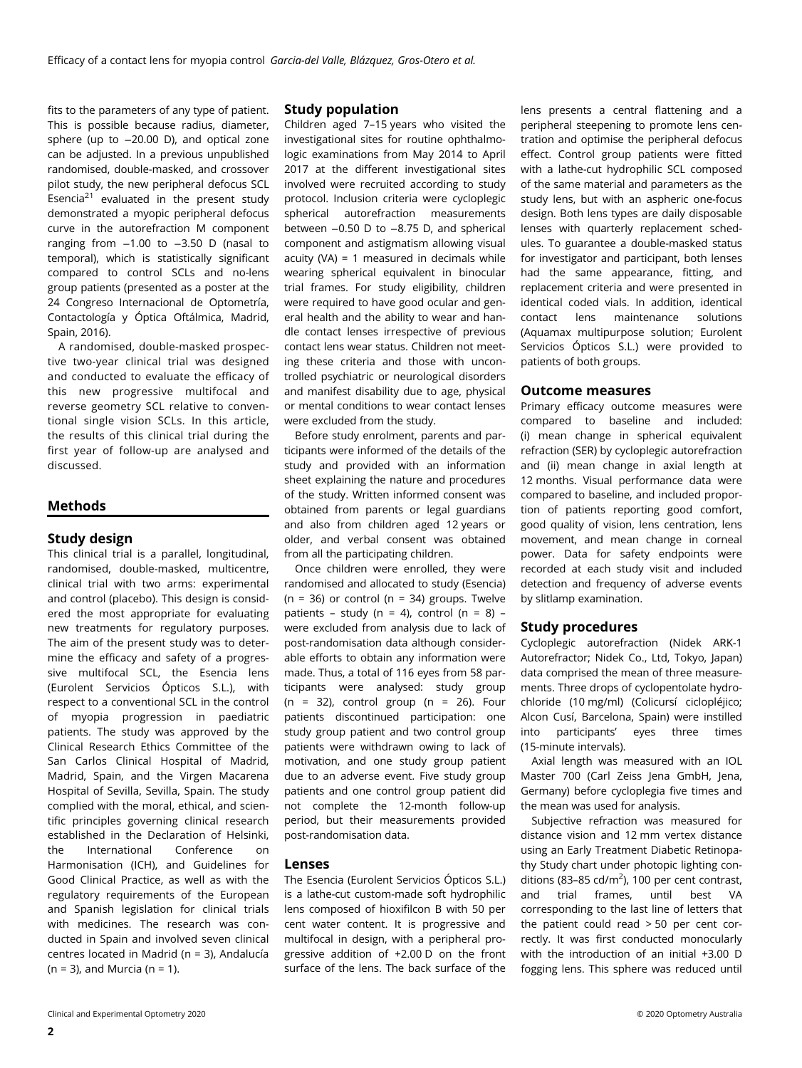fits to the parameters of any type of patient. This is possible because radius, diameter, sphere (up to −20.00 D), and optical zone can be adjusted. In a previous unpublished randomised, double-masked, and crossover pilot study, the new peripheral defocus SCL Esencia[21] evaluated in the present study demonstrated a myopic peripheral defocus curve in the autorefraction M component ranging from −1.00 to −3.50 D (nasal to temporal), which is statistically significant compared to control SCLs and no-lens group patients (presented as a poster at the 24 Congreso Internacional de Optometría, Contactología y Óptica Oftálmica, Madrid, Spain, 2016).

A randomised, double-masked prospective two-year clinical trial was designed and conducted to evaluate the efficacy of this new progressive multifocal and reverse geometry SCL relative to conventional single vision SCLs. In this article, the results of this clinical trial during the first year of follow-up are analysed and discussed.

## Methods

### Study design

This clinical trial is a parallel, longitudinal, randomised, double-masked, multicentre, clinical trial with two arms: experimental and control (placebo). This design is considered the most appropriate for evaluating new treatments for regulatory purposes. The aim of the present study was to determine the efficacy and safety of a progressive multifocal SCL, the Esencia lens (Eurolent Servicios Ópticos S.L.), with respect to a conventional SCL in the control of myopia progression in paediatric patients. The study was approved by the Clinical Research Ethics Committee of the San Carlos Clinical Hospital of Madrid, Madrid, Spain, and the Virgen Macarena Hospital of Sevilla, Sevilla, Spain. The study complied with the moral, ethical, and scientific principles governing clinical research established in the Declaration of Helsinki, the International Conference on Harmonisation (ICH), and Guidelines for Good Clinical Practice, as well as with the regulatory requirements of the European and Spanish legislation for clinical trials with medicines. The research was conducted in Spain and involved seven clinical centres located in Madrid (n = 3), Andalucía (n = 3), and Murcia (n = 1).

### Study population

Children aged 7–15 years who visited the investigational sites for routine ophthalmologic examinations from May 2014 to April 2017 at the different investigational sites involved were recruited according to study protocol. Inclusion criteria were cycloplegic spherical autorefraction measurements between −0.50 D to −8.75 D, and spherical component and astigmatism allowing visual acuity (VA) = 1 measured in decimals while wearing spherical equivalent in binocular trial frames. For study eligibility, children were required to have good ocular and general health and the ability to wear and handle contact lenses irrespective of previous contact lens wear status. Children not meeting these criteria and those with uncontrolled psychiatric or neurological disorders and manifest disability due to age, physical or mental conditions to wear contact lenses were excluded from the study.

Before study enrolment, parents and participants were informed of the details of the study and provided with an information sheet explaining the nature and procedures of the study. Written informed consent was obtained from parents or legal guardians and also from children aged 12 years or older, and verbal consent was obtained from all the participating children.

Once children were enrolled, they were randomised and allocated to study (Esencia) (n = 36) or control (n = 34) groups. Twelve patients – study (n = 4), control (n = 8) – were excluded from analysis due to lack of post-randomisation data although considerable efforts to obtain any information were made. Thus, a total of 116 eyes from 58 participants were analysed: study group (n = 32), control group (n = 26). Four patients discontinued participation: one study group patient and two control group patients were withdrawn owing to lack of motivation, and one study group patient due to an adverse event. Five study group patients and one control group patient did not complete the 12-month follow-up period, but their measurements provided post-randomisation data.

### Lenses

The Esencia (Eurolent Servicios Ópticos S.L.) is a lathe-cut custom-made soft hydrophilic lens composed of hioxifilcon B with 50 per cent water content. It is progressive and multifocal in design, with a peripheral progressive addition of +2.00 D on the front surface of the lens. The back surface of the lens presents a central flattening and a peripheral steepening to promote lens centration and optimise the peripheral defocus effect. Control group patients were fitted with a lathe-cut hydrophilic SCL composed of the same material and parameters as the study lens, but with an aspheric one-focus design. Both lens types are daily disposable lenses with quarterly replacement schedules. To guarantee a double-masked status for investigator and participant, both lenses had the same appearance, fitting, and replacement criteria and were presented in identical coded vials. In addition, identical contact lens maintenance solutions (Aquamax multipurpose solution; Eurolent Servicios Ópticos S.L.) were provided to patients of both groups.

### Outcome measures

Primary efficacy outcome measures were compared to baseline and included: (i) mean change in spherical equivalent refraction (SER) by cycloplegic autorefraction and (ii) mean change in axial length at 12 months. Visual performance data were compared to baseline, and included proportion of patients reporting good comfort, good quality of vision, lens centration, lens movement, and mean change in corneal power. Data for safety endpoints were recorded at each study visit and included detection and frequency of adverse events by slitlamp examination.

### Study procedures

Cycloplegic autorefraction (Nidek ARK-1 Autorefractor; Nidek Co., Ltd, Tokyo, Japan) data comprised the mean of three measurements. Three drops of cyclopentolate hydrochloride (10 mg/ml) (Colicursí ciclopléjico; Alcon Cusí, Barcelona, Spain) were instilled into participants' eyes three times (15-minute intervals).

Axial length was measured with an IOL Master 700 (Carl Zeiss Jena GmbH, Jena, Germany) before cycloplegia five times and the mean was used for analysis.

Subjective refraction was measured for distance vision and 12 mm vertex distance using an Early Treatment Diabetic Retinopathy Study chart under photopic lighting conditions (83–85 cd/m$^2$), 100 per cent contrast, and trial frames, until best VA corresponding to the last line of letters that the patient could read > 50 per cent correctly. It was first conducted monocularly with the introduction of an initial +3.00 D fogging lens. This sphere was reduced until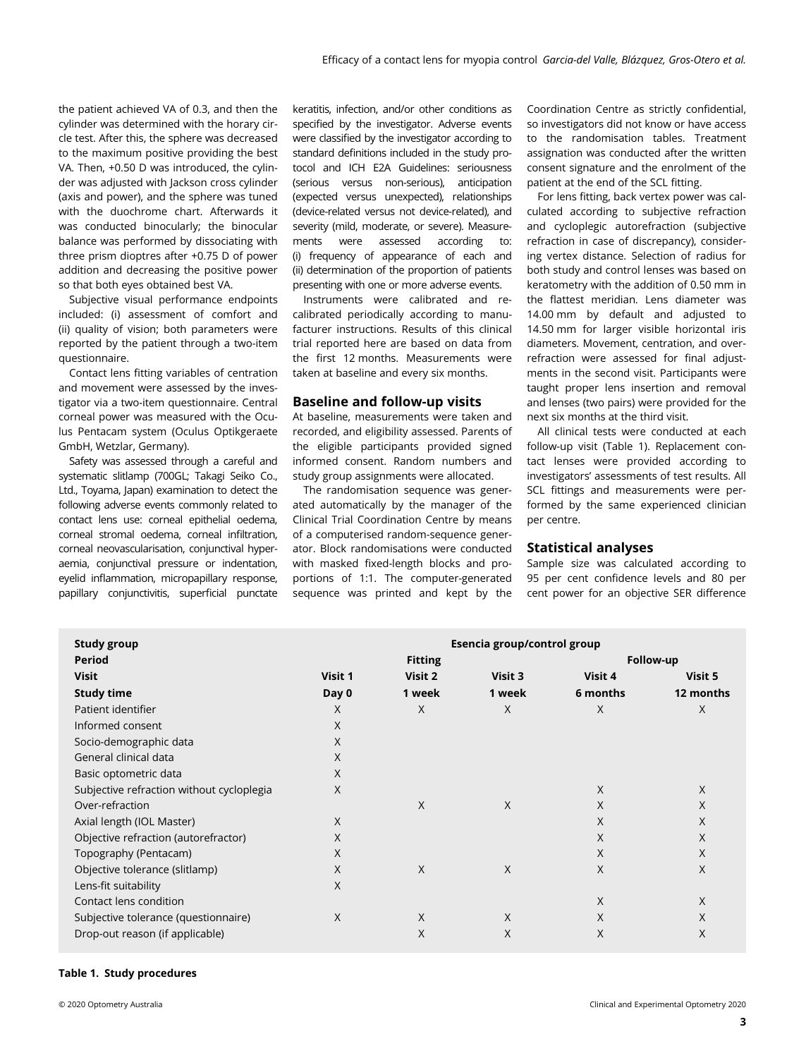the patient achieved VA of 0.3, and then the cylinder was determined with the horary circle test. After this, the sphere was decreased to the maximum positive providing the best VA. Then, +0.50 D was introduced, the cylinder was adjusted with Jackson cross cylinder (axis and power), and the sphere was tuned with the duochrome chart. Afterwards it was conducted binocularly; the binocular balance was performed by dissociating with three prism dioptres after +0.75 D of power addition and decreasing the positive power so that both eyes obtained best VA.

Subjective visual performance endpoints included: (i) assessment of comfort and (ii) quality of vision; both parameters were reported by the patient through a two-item questionnaire.

Contact lens fitting variables of centration and movement were assessed by the investigator via a two-item questionnaire. Central corneal power was measured with the Oculus Pentacam system (Oculus Optikgeraete GmbH, Wetzlar, Germany).

Safety was assessed through a careful and systematic slitlamp (700GL; Takagi Seiko Co., Ltd., Toyama, Japan) examination to detect the following adverse events commonly related to contact lens use: corneal epithelial oedema, corneal stromal oedema, corneal infiltration, corneal neovascularisation, conjunctival hyperaemia, conjunctival pressure or indentation, eyelid inflammation, micropapillary response, papillary conjunctivitis, superficial punctate keratitis, infection, and/or other conditions as specified by the investigator. Adverse events were classified by the investigator according to standard definitions included in the study protocol and ICH E2A Guidelines: seriousness (serious versus non-serious), anticipation (expected versus unexpected), relationships (device-related versus not device-related), and severity (mild, moderate, or severe). Measurements were assessed according to: (i) frequency of appearance of each and (ii) determination of the proportion of patients presenting with one or more adverse events.

Instruments were calibrated and recalibrated periodically according to manufacturer instructions. Results of this clinical trial reported here are based on data from the first 12 months. Measurements were taken at baseline and every six months.

## Baseline and follow-up visits

At baseline, measurements were taken and recorded, and eligibility assessed. Parents of the eligible participants provided signed informed consent. Random numbers and study group assignments were allocated.

The randomisation sequence was generated automatically by the manager of the Clinical Trial Coordination Centre by means of a computerised random-sequence generator. Block randomisations were conducted with masked fixed-length blocks and proportions of 1:1. The computer-generated sequence was printed and kept by the Coordination Centre as strictly confidential, so investigators did not know or have access to the randomisation tables. Treatment assignation was conducted after the written consent signature and the enrolment of the patient at the end of the SCL fitting.

For lens fitting, back vertex power was calculated according to subjective refraction and cycloplegic autorefraction (subjective refraction in case of discrepancy), considering vertex distance. Selection of radius for both study and control lenses was based on keratometry with the addition of 0.50 mm in the flattest meridian. Lens diameter was 14.00 mm by default and adjusted to 14.50 mm for larger visible horizontal iris diameters. Movement, centration, and over-refraction were assessed for final adjustments in the second visit. Participants were taught proper lens insertion and removal and lenses (two pairs) were provided for the next six months at the third visit.

All clinical tests were conducted at each follow-up visit (Table 1). Replacement contact lenses were provided according to investigators' assessments of test results. All SCL fittings and measurements were performed by the same experienced clinician per centre.

## Statistical analyses

Sample size was calculated according to 95 per cent confidence levels and 80 per cent power for an objective SER difference

| **Study group** | **Esencia group/control group** | | | | |
|---|---|---|---|---|---|
| **Period** | | **Fitting** | | **Follow-up** | |
| **Visit** | **Visit 1** | **Visit 2** | **Visit 3** | **Visit 4** | **Visit 5** |
| **Study time** | **Day 0** | **1 week** | **1 week** | **6 months** | **12 months** |
| Patient identifier | X | X | X | X | X |
| Informed consent | X | | | | |
| Socio-demographic data | X | | | | |
| General clinical data | X | | | | |
| Basic optometric data | X | | | | |
| Subjective refraction without cycloplegia | X | | | X | X |
| Over-refraction | | X | X | X | X |
| Axial length (IOL Master) | X | | | X | X |
| Objective refraction (autorefractor) | X | | | X | X |
| Topography (Pentacam) | X | | | X | X |
| Objective tolerance (slitlamp) | X | X | X | X | X |
| Lens-fit suitability | X | | | | |
| Contact lens condition | | | | X | X |
| Subjective tolerance (questionnaire) | X | X | X | X | X |
| Drop-out reason (if applicable) | | X | X | X | X |

**Table 1. Study procedures**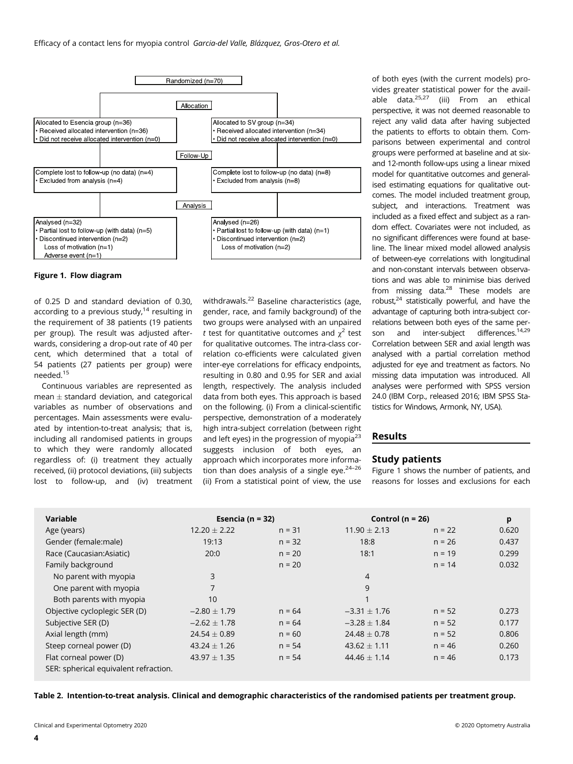Randomized (n=70)

Allocation

| Allocated to Esencia group (n=36) | Allocated to SV group (n=34) |
| --- | --- |
| • Received allocated intervention (n=36) | • Received allocated intervention (n=34) |
| • Did not receive allocated intervention (n=0) | • Did not receive allocated intervention (n=0) |

Follow-Up

| Complete lost to follow-up (no data) (n=4) | Complete lost to follow-up (no data) (n=8) |
| --- | --- |
| • Excluded from analysis (n=4) | • Excluded from analysis (n=8) |

Analysis

| Analysed (n=32) | Analysed (n=26) |
| --- | --- |
| • Partial lost to follow-up (with data) (n=5) | • Partial lost to follow-up (with data) (n=1) |
| • Discontinued intervention (n=2) | • Discontinued intervention (n=2) |
| Loss of motivation (n=1) | Loss of motivation (n=2) |
| Adverse event (n=1) | |

**Figure 1. Flow diagram**

of 0.25 D and standard deviation of 0.30, according to a previous study,[14] resulting in the requirement of 38 patients (19 patients per group). The result was adjusted afterwards, considering a drop-out rate of 40 per cent, which determined that a total of 54 patients (27 patients per group) were needed.[15]

Continuous variables are represented as mean ± standard deviation, and categorical variables as number of observations and percentages. Main assessments were evaluated by intention-to-treat analysis; that is, including all randomised patients in groups to which they were randomly allocated regardless of: (i) treatment they actually received, (ii) protocol deviations, (iii) subjects lost to follow-up, and (iv) treatment withdrawals.[22] Baseline characteristics (age, gender, race, and family background) of the two groups were analysed with an unpaired *t* test for quantitative outcomes and $\chi^2$ test for qualitative outcomes. The intra-class correlation co-efficients were calculated given inter-eye correlations for efficacy endpoints, resulting in 0.80 and 0.95 for SER and axial length, respectively. The analysis included data from both eyes. This approach is based on the following. (i) From a clinical-scientific perspective, demonstration of a moderately high intra-subject correlation (between right and left eyes) in the progression of myopia[23] suggests inclusion of both eyes, an approach which incorporates more information than does analysis of a single eye.[24–26] (ii) From a statistical point of view, the use of both eyes (with the current models) provides greater statistical power for the available data.[25,27] (iii) From an ethical perspective, it was not deemed reasonable to reject any valid data after having subjected the patients to efforts to obtain them. Comparisons between experimental and control groups were performed at baseline and at six- and 12-month follow-ups using a linear mixed model for quantitative outcomes and generalised estimating equations for qualitative outcomes. The model included treatment group, subject, and interactions. Treatment was included as a fixed effect and subject as a random effect. Covariates were not included, as no significant differences were found at baseline. The linear mixed model allowed analysis of between-eye correlations with longitudinal and non-constant intervals between observations and was able to minimise bias derived from missing data.[28] These models are robust,[24] statistically powerful, and have the advantage of capturing both intra-subject correlations between both eyes of the same person and inter-subject differences.[14,29] Correlation between SER and axial length was analysed with a partial correlation method adjusted for eye and treatment as factors. No missing data imputation was introduced. All analyses were performed with SPSS version 24.0 (IBM Corp., released 2016; IBM SPSS Statistics for Windows, Armonk, NY, USA).

## Results

### Study patients

Figure 1 shows the number of patients, and reasons for losses and exclusions for each

| Variable | Esencia (n = 32) | | Control (n = 26) | | p |
| --- | --- | --- | --- | --- | --- |
| Age (years) | 12.20 ± 2.22 | n = 31 | 11.90 ± 2.13 | n = 22 | 0.620 |
| Gender (female:male) | 19:13 | n = 32 | 18:8 | n = 26 | 0.437 |
| Race (Caucasian:Asiatic) | 20:0 | n = 20 | 18:1 | n = 19 | 0.299 |
| Family background | | n = 20 | | n = 14 | 0.032 |
| No parent with myopia | 3 | | 4 | | |
| One parent with myopia | 7 | | 9 | | |
| Both parents with myopia | 10 | | 1 | | |
| Objective cycloplegic SER (D) | −2.80 ± 1.79 | n = 64 | −3.31 ± 1.76 | n = 52 | 0.273 |
| Subjective SER (D) | −2.62 ± 1.78 | n = 64 | −3.28 ± 1.84 | n = 52 | 0.177 |
| Axial length (mm) | 24.54 ± 0.89 | n = 60 | 24.48 ± 0.78 | n = 52 | 0.806 |
| Steep corneal power (D) | 43.24 ± 1.26 | n = 54 | 43.62 ± 1.11 | n = 46 | 0.260 |
| Flat corneal power (D) | 43.97 ± 1.35 | n = 54 | 44.46 ± 1.14 | n = 46 | 0.173 |

SER: spherical equivalent refraction.

**Table 2. Intention-to-treat analysis. Clinical and demographic characteristics of the randomised patients per treatment group.**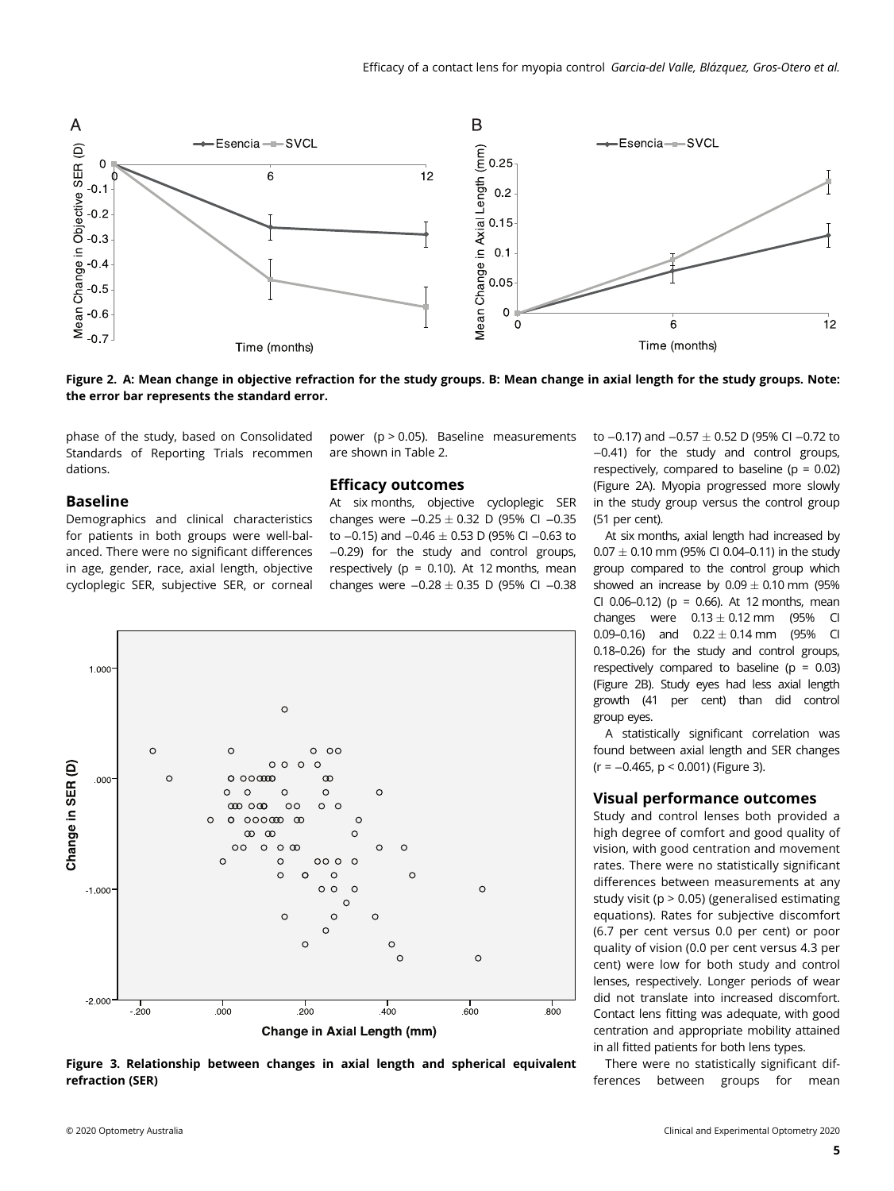Figure 2. A: Mean change in objective refraction for the study groups. B: Mean change in axial length for the study groups. Note: the error bar represents the standard error.

phase of the study, based on Consolidated Standards of Reporting Trials recommendations.

## Baseline

Demographics and clinical characteristics for patients in both groups were well-balanced. There were no significant differences in age, gender, race, axial length, objective cycloplegic SER, subjective SER, or corneal power ($p > 0.05$). Baseline measurements are shown in Table 2.

## Efficacy outcomes

At six months, objective cycloplegic SER changes were $-0.25 \pm 0.32$ D (95% CI $-0.35$ to $-0.15$) and $-0.46 \pm 0.53$ D (95% CI $-0.63$ to $-0.29$) for the study and control groups, respectively ($p = 0.10$). At 12 months, mean changes were $-0.28 \pm 0.35$ D (95% CI $-0.38$ to $-0.17$) and $-0.57 \pm 0.52$ D (95% CI $-0.72$ to $-0.41$) for the study and control groups, respectively, compared to baseline ($p = 0.02$) (Figure 2A). Myopia progressed more slowly in the study group versus the control group (51 per cent).

At six months, axial length had increased by $0.07 \pm 0.10$ mm (95% CI 0.04–0.11) in the study group compared to the control group which showed an increase by $0.09 \pm 0.10$ mm (95% CI 0.06–0.12) ($p = 0.66$). At 12 months, mean changes were $0.13 \pm 0.12$ mm (95% CI 0.09–0.16) and $0.22 \pm 0.14$ mm (95% CI 0.18–0.26) for the study and control groups, respectively compared to baseline ($p = 0.03$) (Figure 2B). Study eyes had less axial length growth (41 per cent) than did control group eyes.

A statistically significant correlation was found between axial length and SER changes ($r = -0.465$, $p < 0.001$) (Figure 3).

Figure 3. Relationship between changes in axial length and spherical equivalent refraction (SER)

## Visual performance outcomes

Study and control lenses both provided a high degree of comfort and good quality of vision, with good centration and movement rates. There were no statistically significant differences between measurements at any study visit ($p > 0.05$) (generalised estimating equations). Rates for subjective discomfort (6.7 per cent versus 0.0 per cent) or poor quality of vision (0.0 per cent versus 4.3 per cent) were low for both study and control lenses, respectively. Longer periods of wear did not translate into increased discomfort. Contact lens fitting was adequate, with good centration and appropriate mobility attained in all fitted patients for both lens types.

There were no statistically significant differences between groups for mean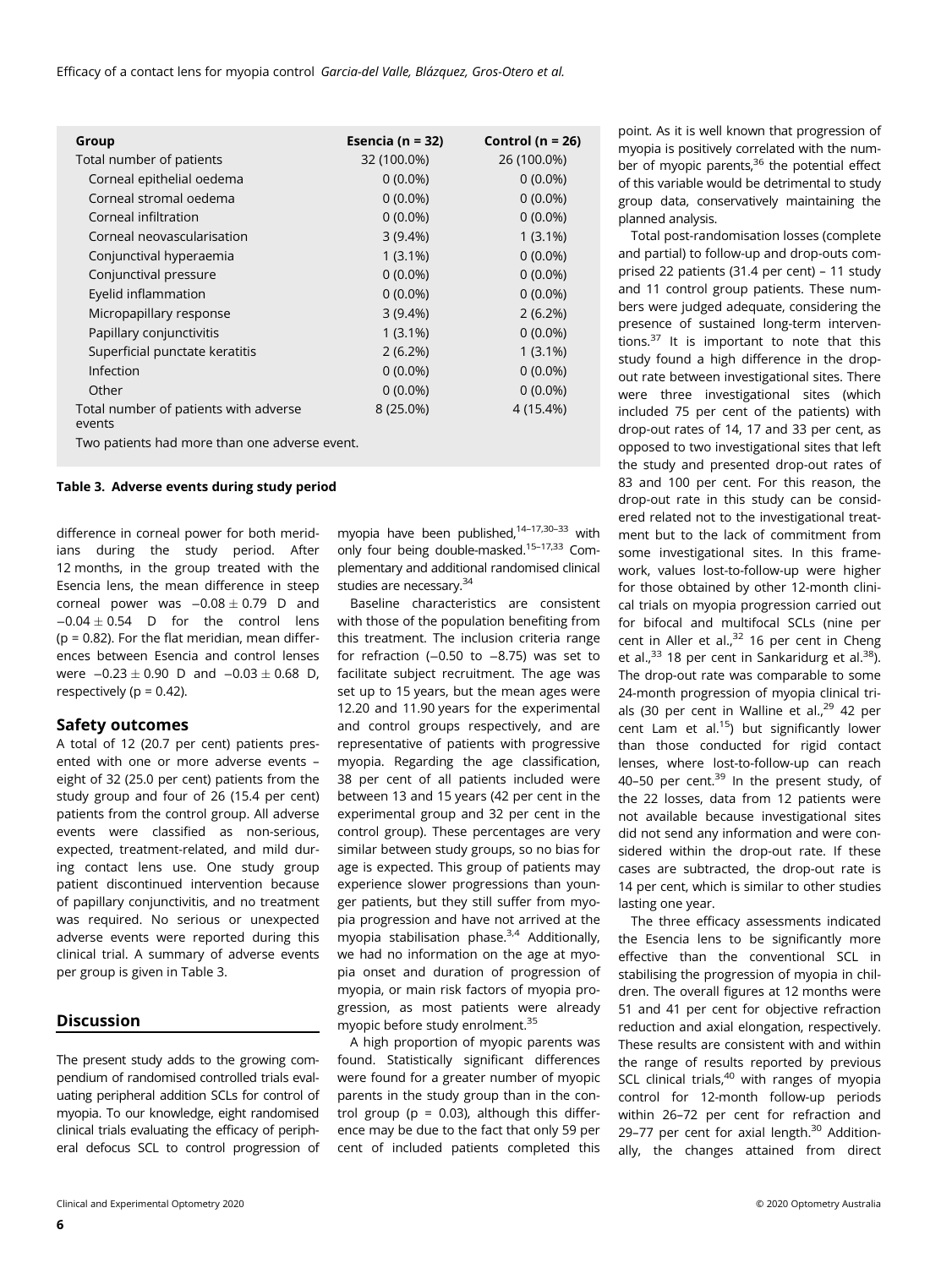| Group | Esencia (n = 32) | Control (n = 26) |
|---|---|---|
| Total number of patients | 32 (100.0%) | 26 (100.0%) |
| Corneal epithelial oedema | 0 (0.0%) | 0 (0.0%) |
| Corneal stromal oedema | 0 (0.0%) | 0 (0.0%) |
| Corneal infiltration | 0 (0.0%) | 0 (0.0%) |
| Corneal neovascularisation | 3 (9.4%) | 1 (3.1%) |
| Conjunctival hyperaemia | 1 (3.1%) | 0 (0.0%) |
| Conjunctival pressure | 0 (0.0%) | 0 (0.0%) |
| Eyelid inflammation | 0 (0.0%) | 0 (0.0%) |
| Micropapillary response | 3 (9.4%) | 2 (6.2%) |
| Papillary conjunctivitis | 1 (3.1%) | 0 (0.0%) |
| Superficial punctate keratitis | 2 (6.2%) | 1 (3.1%) |
| Infection | 0 (0.0%) | 0 (0.0%) |
| Other | 0 (0.0%) | 0 (0.0%) |
| Total number of patients with adverse events | 8 (25.0%) | 4 (15.4%) |

Two patients had more than one adverse event.

**Table 3. Adverse events during study period**

difference in corneal power for both meridians during the study period. After 12 months, in the group treated with the Esencia lens, the mean difference in steep corneal power was $-0.08 \pm 0.79$ D and $-0.04 \pm 0.54$ D for the control lens ($p = 0.82$). For the flat meridian, mean differences between Esencia and control lenses were $-0.23 \pm 0.90$ D and $-0.03 \pm 0.68$ D, respectively ($p = 0.42$).

## Safety outcomes

A total of 12 (20.7 per cent) patients presented with one or more adverse events – eight of 32 (25.0 per cent) patients from the study group and four of 26 (15.4 per cent) patients from the control group. All adverse events were classified as non-serious, expected, treatment-related, and mild during contact lens use. One study group patient discontinued intervention because of papillary conjunctivitis, and no treatment was required. No serious or unexpected adverse events were reported during this clinical trial. A summary of adverse events per group is given in Table 3.

## Discussion

The present study adds to the growing compendium of randomised controlled trials evaluating peripheral addition SCLs for control of myopia. To our knowledge, eight randomised clinical trials evaluating the efficacy of peripheral defocus SCL to control progression of myopia have been published,[14–17,30–33] with only four being double-masked.[15–17,33] Complementary and additional randomised clinical studies are necessary.[34]

Baseline characteristics are consistent with those of the population benefiting from this treatment. The inclusion criteria range for refraction (−0.50 to −8.75) was set to facilitate subject recruitment. The age was set up to 15 years, but the mean ages were 12.20 and 11.90 years for the experimental and control groups respectively, and are representative of patients with progressive myopia. Regarding the age classification, 38 per cent of all patients included were between 13 and 15 years (42 per cent in the experimental group and 32 per cent in the control group). These percentages are very similar between study groups, so no bias for age is expected. This group of patients may experience slower progressions than younger patients, but they still suffer from myopia progression and have not arrived at the myopia stabilisation phase.[3,4] Additionally, we had no information on the age at myopia onset and duration of progression of myopia, or main risk factors of myopia progression, as most patients were already myopic before study enrolment.[35]

A high proportion of myopic parents was found. Statistically significant differences were found for a greater number of myopic parents in the study group than in the control group ($p = 0.03$), although this difference may be due to the fact that only 59 per cent of included patients completed this point. As it is well known that progression of myopia is positively correlated with the number of myopic parents,[36] the potential effect of this variable would be detrimental to study group data, conservatively maintaining the planned analysis.

Total post-randomisation losses (complete and partial) to follow-up and drop-outs comprised 22 patients (31.4 per cent) – 11 study and 11 control group patients. These numbers were judged adequate, considering the presence of sustained long-term interventions.[37] It is important to note that this study found a high difference in the drop-out rate between investigational sites. There were three investigational sites (which included 75 per cent of the patients) with drop-out rates of 14, 17 and 33 per cent, as opposed to two investigational sites that left the study and presented drop-out rates of 83 and 100 per cent. For this reason, the drop-out rate in this study can be considered related not to the investigational treatment but to the lack of commitment from some investigational sites. In this framework, values lost-to-follow-up were higher for those obtained by other 12-month clinical trials on myopia progression carried out for bifocal and multifocal SCLs (nine per cent in Aller et al.,[32] 16 per cent in Cheng et al.,[33] 18 per cent in Sankaridurg et al.[38]). The drop-out rate was comparable to some 24-month progression of myopia clinical trials (30 per cent in Walline et al.,[29] 42 per cent Lam et al.[15]) but significantly lower than those conducted for rigid contact lenses, where lost-to-follow-up can reach 40–50 per cent.[39] In the present study, of the 22 losses, data from 12 patients were not available because investigational sites did not send any information and were considered within the drop-out rate. If these cases are subtracted, the drop-out rate is 14 per cent, which is similar to other studies lasting one year.

The three efficacy assessments indicated the Esencia lens to be significantly more effective than the conventional SCL in stabilising the progression of myopia in children. The overall figures at 12 months were 51 and 41 per cent for objective refraction reduction and axial elongation, respectively. These results are consistent with and within the range of results reported by previous SCL clinical trials,[40] with ranges of myopia control for 12-month follow-up periods within 26–72 per cent for refraction and 29–77 per cent for axial length.[30] Additionally, the changes attained from direct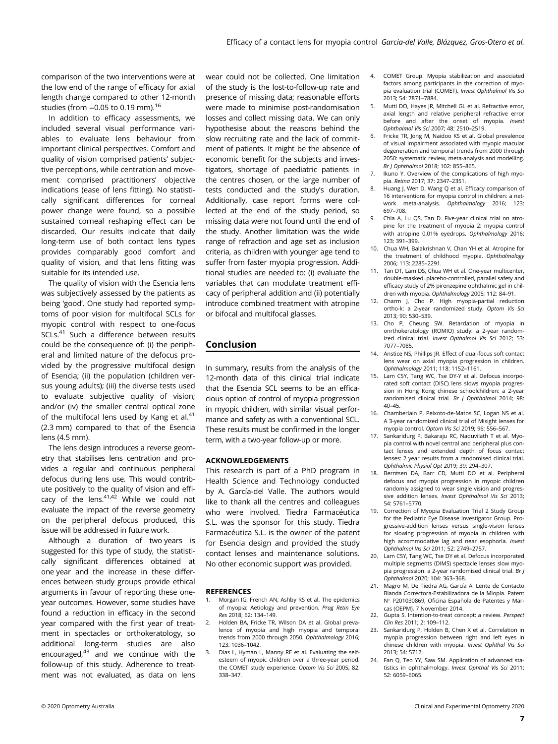comparison of the two interventions were at the low end of the range of efficacy for axial length change compared to other 12-month studies (from −0.05 to 0.19 mm).[16]

In addition to efficacy assessments, we included several visual performance variables to evaluate lens behaviour from important clinical perspectives. Comfort and quality of vision comprised patients' subjective perceptions, while centration and movement comprised practitioners' objective indications (ease of lens fitting). No statistically significant differences for corneal power change were found, so a possible sustained corneal reshaping effect can be discarded. Our results indicate that daily long-term use of both contact lens types provides comparably good comfort and quality of vision, and that lens fitting was suitable for its intended use.

The quality of vision with the Esencia lens was subjectively assessed by the patients as being 'good'. One study had reported symptoms of poor vision for multifocal SCLs for myopic control with respect to one-focus SCLs.[41] Such a difference between results could be the consequence of: (i) the peripheral and limited nature of the defocus provided by the progressive multifocal design of Esencia; (ii) the population (children versus young adults); (iii) the diverse tests used to evaluate subjective quality of vision; and/or (iv) the smaller central optical zone of the multifocal lens used by Kang et al.[41] (2.3 mm) compared to that of the Esencia lens (4.5 mm).

The lens design introduces a reverse geometry that stabilises lens centration and provides a regular and continuous peripheral defocus during lens use. This would contribute positively to the quality of vision and efficacy of the lens.[41,42] While we could not evaluate the impact of the reverse geometry on the peripheral defocus produced, this issue will be addressed in future work.

Although a duration of two years is suggested for this type of study, the statistically significant differences obtained at one year and the increase in these differences between study groups provide ethical arguments in favour of reporting these one-year outcomes. However, some studies have found a reduction in efficacy in the second year compared with the first year of treatment in spectacles or orthokeratology, so additional long-term studies are also encouraged,[43] and we continue with the follow-up of this study. Adherence to treatment was not evaluated, as data on lens wear could not be collected. One limitation of the study is the lost-to-follow-up rate and presence of missing data; reasonable efforts were made to minimise post-randomisation losses and collect missing data. We can only hypothesise about the reasons behind the slow recruiting rate and the lack of commitment of patients. It might be the absence of economic benefit for the subjects and investigators, shortage of paediatric patients in the centres chosen, or the large number of tests conducted and the study's duration. Additionally, case report forms were collected at the end of the study period, so missing data were not found until the end of the study. Another limitation was the wide range of refraction and age set as inclusion criteria, as children with younger age tend to suffer from faster myopia progression. Additional studies are needed to: (i) evaluate the variables that can modulate treatment efficacy of peripheral addition and (ii) potentially introduce combined treatment with atropine or bifocal and multifocal glasses.

## Conclusion

In summary, results from the analysis of the 12-month data of this clinical trial indicate that the Esencia SCL seems to be an efficacious option of control of myopia progression in myopic children, with similar visual performance and safety as with a conventional SCL. These results must be confirmed in the longer term, with a two-year follow-up or more.

### ACKNOWLEDGEMENTS

This research is part of a PhD program in Health Science and Technology conducted by A. García-del Valle. The authors would like to thank all the centres and colleagues who were involved. Tiedra Farmacéutica S.L. was the sponsor for this study. Tiedra Farmacéutica S.L. is the owner of the patent for Esencia design and provided the study contact lenses and maintenance solutions. No other economic support was provided.

### REFERENCES

1. Morgan IG, French AN, Ashby RS et al. The epidemics of myopia: Aetiology and prevention. *Prog Retin Eye Res* 2018; 62: 134–149.
2. Holden BA, Fricke TR, Wilson DA et al. Global prevalence of myopia and high myopia and temporal trends from 2000 through 2050. *Ophthalmology* 2016; 123: 1036–1042.
3. Dias L, Hyman L, Manny RE et al. Evaluating the self-esteem of myopic children over a three-year period: the COMET study experience. *Optom Vis Sci* 2005; 82: 338–347.
4. COMET Group. Myopia stabilization and associated factors among participants in the correction of myopia evaluation trial (COMET). *Invest Ophthalmol Vis Sci* 2013; 54: 7871–7884.
5. Mutti DO, Hayes JR, Mitchell GL et al. Refractive error, axial length and relative peripheral refractive error before and after the onset of myopia. *Invest Ophthalmol Vis Sci* 2007; 48: 2510–2519.
6. Fricke TR, Jong M, Naidoo KS et al. Global prevalence of visual impairment associated with myopic macular degeneration and temporal trends from 2000 through 2050: systematic review, meta-analysis and modelling. *Br J Ophthalmol* 2018; 102: 855–865.
7. Ikuno Y. Overview of the complications of high myopia. *Retina* 2017; 37: 2347–2351.
8. Huang J, Wen D, Wang Q et al. Efficacy comparison of 16 interventions for myopia control in children: a network meta-analysis. *Ophthalmology* 2016; 123: 697–708.
9. Chia A, Lu QS, Tan D. Five-year clinical trial on atropine for the treatment of myopia 2: myopia control with atropine 0.01% eyedrops. *Ophthalmology* 2016; 123: 391–399.
10. Chua WH, Balakrishnan V, Chan YH et al. Atropine for the treatment of childhood myopia. *Ophthalmology* 2006; 113: 2285–2291.
11. Tan DT, Lam DS, Chua WH et al. One-year multicenter, double-masked, placebo-controlled, parallel safety and efficacy study of 2% pirenzepine ophthalmic gel in children with myopia. *Ophthalmology* 2005; 112: 84–91.
12. Charm J, Cho P. High myopia-partial reduction ortho-k: a 2-year randomized study. *Optom Vis Sci* 2013; 90: 530–539.
13. Cho P, Cheung SW. Retardation of myopia in onrthokeratology (ROMIO) study: a 2-year randomized clinical trial. *Invest Opthalmol Vis Sci* 2012; 53: 7077–7085.
14. Anstice NS, Phillips JR. Effect of dual-focus soft contact lens wear on axial myopia progression in children. *Ophthalmology* 2011; 118: 1152–1161.
15. Lam CSY, Tang WC, Tse DY-Y et al. Defocus incorporated soft contact (DISC) lens slows myopia progression in Hong Kong chinese schoolchildren: a 2-year randomised clinical trial. *Br J Ophthalmol* 2014; 98: 40–45.
16. Chamberlain P, Peixoto-de-Matos SC, Logan NS et al. A 3-year randomized clinical trial of Misight lenses for myopia control. *Optom Vis Sci* 2019; 96: 556–567.
17. Sankaridurg P, Bakaraju RC, Naduvilath T et al. Myopia control with novel central and peripheral plus contact lenses and extended depth of focus contact lenses: 2 year results from a randomised clinical trial. *Ophthalmic Physiol Opt* 2019; 39: 294–307.
18. Berntsen DA, Barr CD, Mutti DO et al. Peripheral defocus and myopia progression in myopic children randomly assigned to wear single vision and progressive addition lenses. *Invest Ophthalmol Vis Sci* 2013; 54: 5761–5770.
19. Correction of Myopia Evaluation Trial 2 Study Group for the Pediatric Eye Disease Investigator Group. Progressive-addition lenses versus single-vision lenses for slowing progression of myopia in children with high accommodative lag and near esophoria. *Invest Ophthalmol Vis Sci* 2011; 52: 2749–2757.
20. Lam CSY, Tang WC, Tse DY et al. Defocus incorporated multiple segments (DIMS) spectacle lenses slow myopia progression: a 2-year randomised clinical trial. *Br J Ophthalmol* 2020; 104: 363–368.
21. Magro M, De Tiedra AG, García A. Lente de Contacto Blanda Correctora-Estabilizadora de la Miopía. Patent N° P201030869, Oficina Española de Patentes y Marcas (OEPM), 7 November 2014.
22. Gupta S. Intention-to-treat concept: a review. *Perspect Clin Res* 2011; 2: 109–112.
23. Sankaridurg P, Holden B, Chen X et al. Correlation in myopia progression between right and left eyes in chinese children with myopia. *Invest Ophthal Vis Sci* 2013; 54: 5712.
24. Fan Q, Teo YY, Saw SM. Application of advanced statistics in ophthalmology. *Invest Ophthal Vis Sci* 2011; 52: 6059–6065.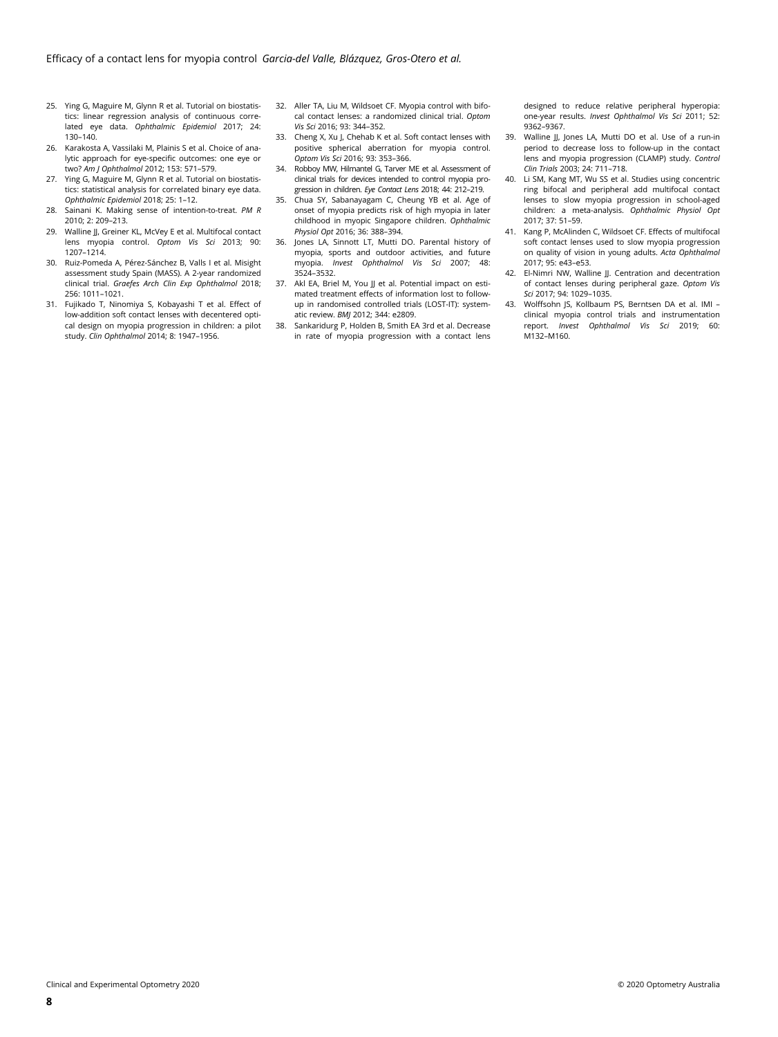25. Ying G, Maguire M, Glynn R et al. Tutorial on biostatistics: linear regression analysis of continuous correlated eye data. *Ophthalmic Epidemiol* 2017; 24: 130–140.
26. Karakosta A, Vassilaki M, Plainis S et al. Choice of analytic approach for eye-specific outcomes: one eye or two? *Am J Ophthalmol* 2012; 153: 571–579.
27. Ying G, Maguire M, Glynn R et al. Tutorial on biostatistics: statistical analysis for correlated binary eye data. *Ophthalmic Epidemiol* 2018; 25: 1–12.
28. Sainani K. Making sense of intention-to-treat. *PM R* 2010; 2: 209–213.
29. Walline JJ, Greiner KL, McVey E et al. Multifocal contact lens myopia control. *Optom Vis Sci* 2013; 90: 1207–1214.
30. Ruiz-Pomeda A, Pérez-Sánchez B, Valls I et al. Misight assessment study Spain (MASS). A 2-year randomized clinical trial. *Graefes Arch Clin Exp Ophthalmol* 2018; 256: 1011–1021.
31. Fujikado T, Ninomiya S, Kobayashi T et al. Effect of low-addition soft contact lenses with decentered optical design on myopia progression in children: a pilot study. *Clin Ophthalmol* 2014; 8: 1947–1956.
32. Aller TA, Liu M, Wildsoet CF. Myopia control with bifocal contact lenses: a randomized clinical trial. *Optom Vis Sci* 2016; 93: 344–352.
33. Cheng X, Xu J, Chehab K et al. Soft contact lenses with positive spherical aberration for myopia control. *Optom Vis Sci* 2016; 93: 353–366.
34. Robboy MW, Hilmantel G, Tarver ME et al. Assessment of clinical trials for devices intended to control myopia progression in children. *Eye Contact Lens* 2018; 44: 212–219.
35. Chua SY, Sabanayagam C, Cheung YB et al. Age of onset of myopia predicts risk of high myopia in later childhood in myopic Singapore children. *Ophthalmic Physiol Opt* 2016; 36: 388–394.
36. Jones LA, Sinnott LT, Mutti DO. Parental history of myopia, sports and outdoor activities, and future myopia. *Invest Ophthalmol Vis Sci* 2007; 48: 3524–3532.
37. Akl EA, Briel M, You JJ et al. Potential impact on estimated treatment effects of information lost to follow-up in randomised controlled trials (LOST-IT): systematic review. *BMJ* 2012; 344: e2809.
38. Sankaridurg P, Holden B, Smith EA 3rd et al. Decrease in rate of myopia progression with a contact lens designed to reduce relative peripheral hyperopia: one-year results. *Invest Ophthalmol Vis Sci* 2011; 52: 9362–9367.
39. Walline JJ, Jones LA, Mutti DO et al. Use of a run-in period to decrease loss to follow-up in the contact lens and myopia progression (CLAMP) study. *Control Clin Trials* 2003; 24: 711–718.
40. Li SM, Kang MT, Wu SS et al. Studies using concentric ring bifocal and peripheral add multifocal contact lenses to slow myopia progression in school-aged children: a meta-analysis. *Ophthalmic Physiol Opt* 2017; 37: 51–59.
41. Kang P, McAlinden C, Wildsoet CF. Effects of multifocal soft contact lenses used to slow myopia progression on quality of vision in young adults. *Acta Ophthalmol* 2017; 95: e43–e53.
42. El-Nimri NW, Walline JJ. Centration and decentration of contact lenses during peripheral gaze. *Optom Vis Sci* 2017; 94: 1029–1035.
43. Wolffsohn JS, Kollbaum PS, Berntsen DA et al. IMI – clinical myopia control trials and instrumentation report. *Invest Ophthalmol Vis Sci* 2019; 60: M132–M160.